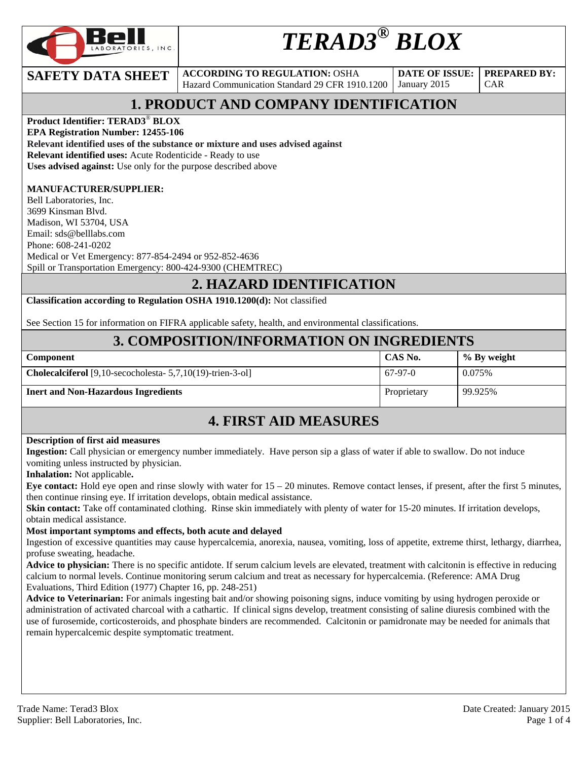# *TERAD3® BLOX*

| SAFETY DATA SHEET | ACCORDING TO REGULATION: OSHA Hazard Communication Standard 29 CFR 1910.1200 | DATE OF ISSUE: January 2015 | PREPARED BY: CAR |
|---|---|---|---|

## 1. PRODUCT AND COMPANY IDENTIFICATION

**Product Identifier: TERAD3® BLOX**
**EPA Registration Number: 12455-106**
**Relevant identified uses of the substance or mixture and uses advised against**
**Relevant identified uses:** Acute Rodenticide - Ready to use
**Uses advised against:** Use only for the purpose described above

**MANUFACTURER/SUPPLIER:**
Bell Laboratories, Inc.
3699 Kinsman Blvd.
Madison, WI 53704, USA
Email: sds@belllabs.com
Phone: 608-241-0202
Medical or Vet Emergency: 877-854-2494 or 952-852-4636
Spill or Transportation Emergency: 800-424-9300 (CHEMTREC)

## 2. HAZARD IDENTIFICATION

**Classification according to Regulation OSHA 1910.1200(d):** Not classified

See Section 15 for information on FIFRA applicable safety, health, and environmental classifications.

## 3. COMPOSITION/INFORMATION ON INGREDIENTS

| Component | CAS No. | % By weight |
|---|---|---|
| **Cholecalciferol** [9,10-secocholesta- 5,7,10(19)-trien-3-ol] | 67-97-0 | 0.075% |
| **Inert and Non-Hazardous Ingredients** | Proprietary | 99.925% |

## 4. FIRST AID MEASURES

**Description of first aid measures**
**Ingestion:** Call physician or emergency number immediately. Have person sip a glass of water if able to swallow. Do not induce vomiting unless instructed by physician.
**Inhalation:** Not applicable**.**
**Eye contact:** Hold eye open and rinse slowly with water for 15 – 20 minutes. Remove contact lenses, if present, after the first 5 minutes, then continue rinsing eye. If irritation develops, obtain medical assistance.
**Skin contact:** Take off contaminated clothing. Rinse skin immediately with plenty of water for 15-20 minutes. If irritation develops, obtain medical assistance.
**Most important symptoms and effects, both acute and delayed**
Ingestion of excessive quantities may cause hypercalcemia, anorexia, nausea, vomiting, loss of appetite, extreme thirst, lethargy, diarrhea, profuse sweating, headache.
**Advice to physician:** There is no specific antidote. If serum calcium levels are elevated, treatment with calcitonin is effective in reducing calcium to normal levels. Continue monitoring serum calcium and treat as necessary for hypercalcemia. (Reference: AMA Drug Evaluations, Third Edition (1977) Chapter 16, pp. 248-251)
**Advice to Veterinarian:** For animals ingesting bait and/or showing poisoning signs, induce vomiting by using hydrogen peroxide or administration of activated charcoal with a cathartic. If clinical signs develop, treatment consisting of saline diuresis combined with the use of furosemide, corticosteroids, and phosphate binders are recommended. Calcitonin or pamidronate may be needed for animals that remain hypercalcemic despite symptomatic treatment.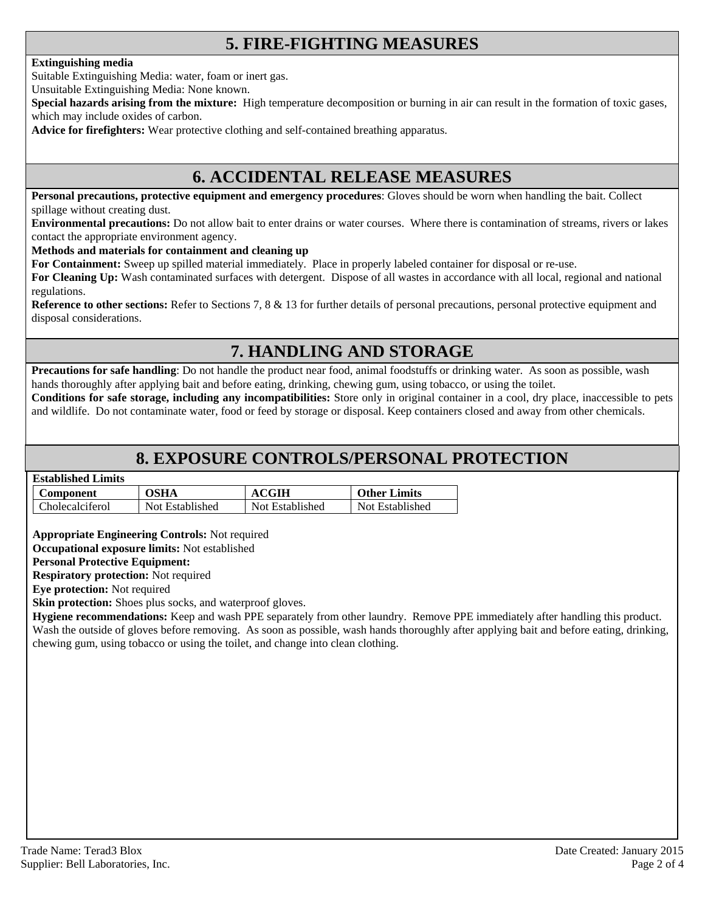## 5. FIRE-FIGHTING MEASURES

**Extinguishing media**

Suitable Extinguishing Media: water, foam or inert gas.

Unsuitable Extinguishing Media: None known.

**Special hazards arising from the mixture:** High temperature decomposition or burning in air can result in the formation of toxic gases, which may include oxides of carbon.

**Advice for firefighters:** Wear protective clothing and self-contained breathing apparatus.

## 6. ACCIDENTAL RELEASE MEASURES

**Personal precautions, protective equipment and emergency procedures**: Gloves should be worn when handling the bait. Collect spillage without creating dust.

**Environmental precautions:** Do not allow bait to enter drains or water courses. Where there is contamination of streams, rivers or lakes contact the appropriate environment agency.

**Methods and materials for containment and cleaning up**

**For Containment:** Sweep up spilled material immediately. Place in properly labeled container for disposal or re-use.

**For Cleaning Up:** Wash contaminated surfaces with detergent. Dispose of all wastes in accordance with all local, regional and national regulations.

**Reference to other sections:** Refer to Sections 7, 8 & 13 for further details of personal precautions, personal protective equipment and disposal considerations.

## 7. HANDLING AND STORAGE

**Precautions for safe handling**: Do not handle the product near food, animal foodstuffs or drinking water. As soon as possible, wash hands thoroughly after applying bait and before eating, drinking, chewing gum, using tobacco, or using the toilet.

**Conditions for safe storage, including any incompatibilities:** Store only in original container in a cool, dry place, inaccessible to pets and wildlife. Do not contaminate water, food or feed by storage or disposal. Keep containers closed and away from other chemicals.

## 8. EXPOSURE CONTROLS/PERSONAL PROTECTION

**Established Limits**

| Component | OSHA | ACGIH | Other Limits |
|---|---|---|---|
| Cholecalciferol | Not Established | Not Established | Not Established |

**Appropriate Engineering Controls:** Not required

**Occupational exposure limits:** Not established

**Personal Protective Equipment:**

**Respiratory protection:** Not required

**Eye protection:** Not required

**Skin protection:** Shoes plus socks, and waterproof gloves.

**Hygiene recommendations:** Keep and wash PPE separately from other laundry. Remove PPE immediately after handling this product. Wash the outside of gloves before removing. As soon as possible, wash hands thoroughly after applying bait and before eating, drinking, chewing gum, using tobacco or using the toilet, and change into clean clothing.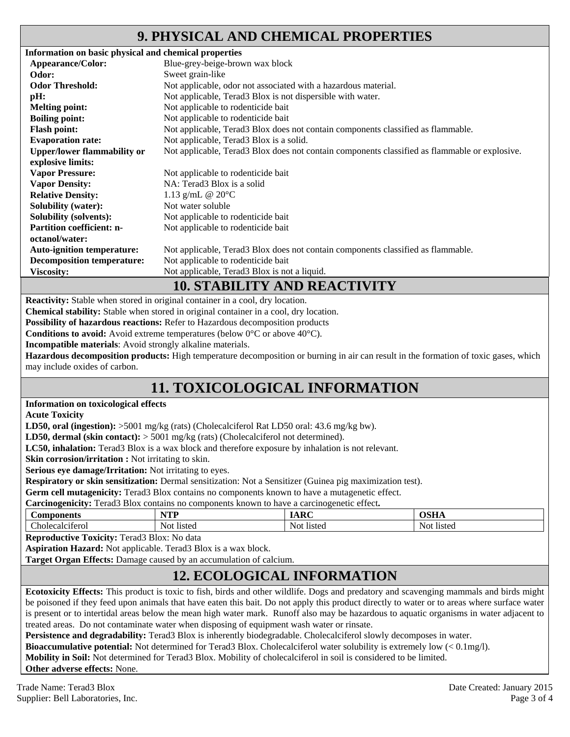## 9. PHYSICAL AND CHEMICAL PROPERTIES

**Information on basic physical and chemical properties**

| | |
|---|---|
| **Appearance/Color:** | Blue-grey-beige-brown wax block |
| **Odor:** | Sweet grain-like |
| **Odor Threshold:** | Not applicable, odor not associated with a hazardous material. |
| **pH:** | Not applicable, Terad3 Blox is not dispersible with water. |
| **Melting point:** | Not applicable to rodenticide bait |
| **Boiling point:** | Not applicable to rodenticide bait |
| **Flash point:** | Not applicable, Terad3 Blox does not contain components classified as flammable. |
| **Evaporation rate:** | Not applicable, Terad3 Blox is a solid. |
| **Upper/lower flammability or explosive limits:** | Not applicable, Terad3 Blox does not contain components classified as flammable or explosive. |
| **Vapor Pressure:** | Not applicable to rodenticide bait |
| **Vapor Density:** | NA: Terad3 Blox is a solid |
| **Relative Density:** | 1.13 g/mL @ 20°C |
| **Solubility (water):** | Not water soluble |
| **Solubility (solvents):** | Not applicable to rodenticide bait |
| **Partition coefficient: n-octanol/water:** | Not applicable to rodenticide bait |
| **Auto-ignition temperature:** | Not applicable, Terad3 Blox does not contain components classified as flammable. |
| **Decomposition temperature:** | Not applicable to rodenticide bait |
| **Viscosity:** | Not applicable, Terad3 Blox is not a liquid. |

## 10. STABILITY AND REACTIVITY

**Reactivity:** Stable when stored in original container in a cool, dry location.
**Chemical stability:** Stable when stored in original container in a cool, dry location.
**Possibility of hazardous reactions:** Refer to Hazardous decomposition products
**Conditions to avoid:** Avoid extreme temperatures (below 0°C or above 40°C).
**Incompatible materials**: Avoid strongly alkaline materials.
**Hazardous decomposition products:** High temperature decomposition or burning in air can result in the formation of toxic gases, which may include oxides of carbon.

## 11. TOXICOLOGICAL INFORMATION

**Information on toxicological effects**
**Acute Toxicity**
**LD50, oral (ingestion):** >5001 mg/kg (rats) (Cholecalciferol Rat LD50 oral: 43.6 mg/kg bw).
**LD50, dermal (skin contact):** > 5001 mg/kg (rats) (Cholecalciferol not determined).
**LC50, inhalation:** Terad3 Blox is a wax block and therefore exposure by inhalation is not relevant.
**Skin corrosion/irritation :** Not irritating to skin.
**Serious eye damage/Irritation:** Not irritating to eyes.
**Respiratory or skin sensitization:** Dermal sensitization: Not a Sensitizer (Guinea pig maximization test).
**Germ cell mutagenicity:** Terad3 Blox contains no components known to have a mutagenetic effect.
**Carcinogenicity:** Terad3 Blox contains no components known to have a carcinogenetic effect**.**

| Components | NTP | IARC | OSHA |
|---|---|---|---|
| Cholecalciferol | Not listed | Not listed | Not listed |

**Reproductive Toxicity:** Terad3 Blox: No data
**Aspiration Hazard:** Not applicable. Terad3 Blox is a wax block.
**Target Organ Effects:** Damage caused by an accumulation of calcium.

## 12. ECOLOGICAL INFORMATION

**Ecotoxicity Effects:** This product is toxic to fish, birds and other wildlife. Dogs and predatory and scavenging mammals and birds might be poisoned if they feed upon animals that have eaten this bait. Do not apply this product directly to water or to areas where surface water is present or to intertidal areas below the mean high water mark. Runoff also may be hazardous to aquatic organisms in water adjacent to treated areas. Do not contaminate water when disposing of equipment wash water or rinsate.
**Persistence and degradability:** Terad3 Blox is inherently biodegradable. Cholecalciferol slowly decomposes in water.
**Bioaccumulative potential:** Not determined for Terad3 Blox. Cholecalciferol water solubility is extremely low (< 0.1mg/l).
**Mobility in Soil:** Not determined for Terad3 Blox. Mobility of cholecalciferol in soil is considered to be limited.
**Other adverse effects:** None.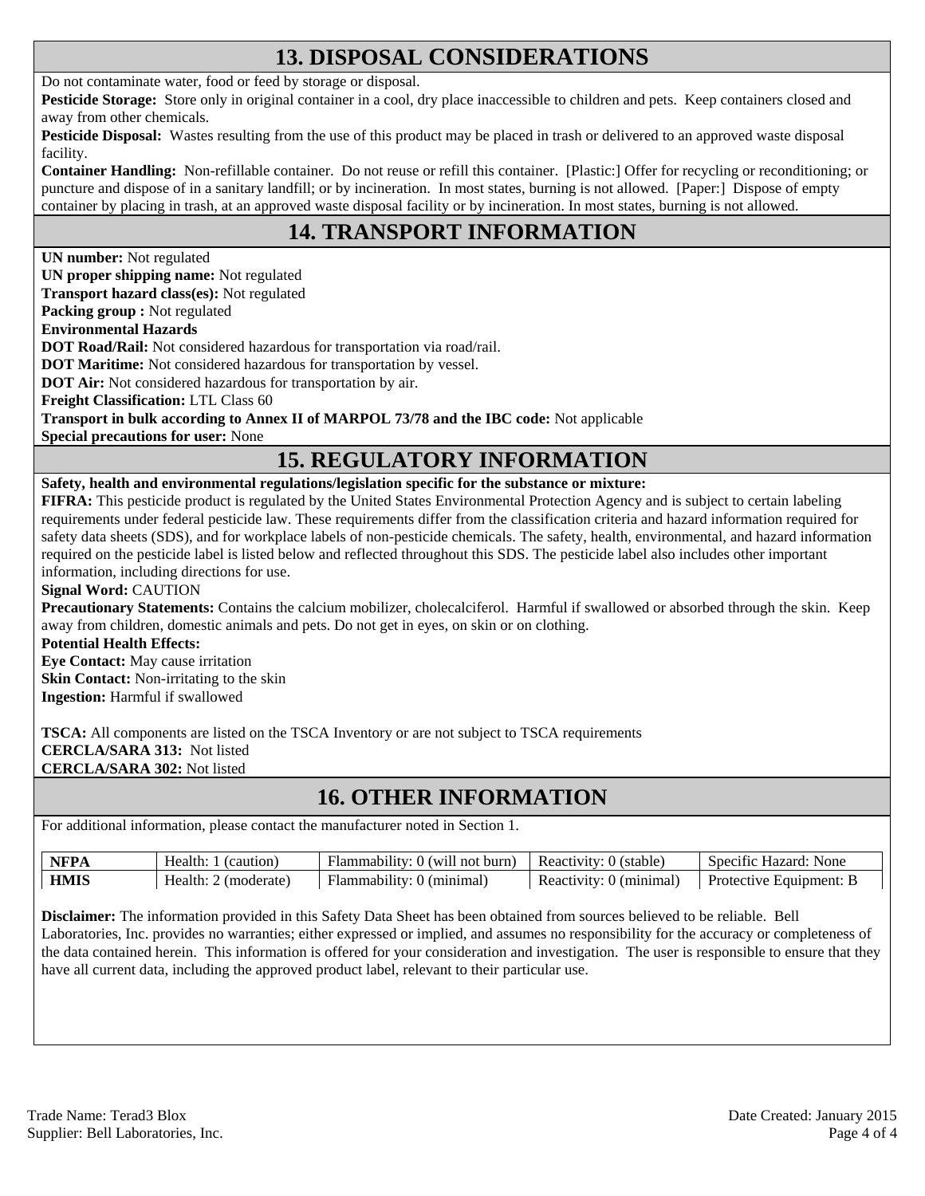## 13. DISPOSAL CONSIDERATIONS

Do not contaminate water, food or feed by storage or disposal.

**Pesticide Storage:** Store only in original container in a cool, dry place inaccessible to children and pets. Keep containers closed and away from other chemicals.

**Pesticide Disposal:** Wastes resulting from the use of this product may be placed in trash or delivered to an approved waste disposal facility.

**Container Handling:** Non-refillable container. Do not reuse or refill this container. [Plastic:] Offer for recycling or reconditioning; or puncture and dispose of in a sanitary landfill; or by incineration. In most states, burning is not allowed. [Paper:] Dispose of empty container by placing in trash, at an approved waste disposal facility or by incineration. In most states, burning is not allowed.

## 14. TRANSPORT INFORMATION

**UN number:** Not regulated
**UN proper shipping name:** Not regulated
**Transport hazard class(es):** Not regulated
**Packing group :** Not regulated
**Environmental Hazards**
**DOT Road/Rail:** Not considered hazardous for transportation via road/rail.
**DOT Maritime:** Not considered hazardous for transportation by vessel.
**DOT Air:** Not considered hazardous for transportation by air.
**Freight Classification:** LTL Class 60
**Transport in bulk according to Annex II of MARPOL 73/78 and the IBC code:** Not applicable
**Special precautions for user:** None

## 15. REGULATORY INFORMATION

**Safety, health and environmental regulations/legislation specific for the substance or mixture:**

**FIFRA:** This pesticide product is regulated by the United States Environmental Protection Agency and is subject to certain labeling requirements under federal pesticide law. These requirements differ from the classification criteria and hazard information required for safety data sheets (SDS), and for workplace labels of non-pesticide chemicals. The safety, health, environmental, and hazard information required on the pesticide label is listed below and reflected throughout this SDS. The pesticide label also includes other important information, including directions for use.

**Signal Word:** CAUTION

**Precautionary Statements:** Contains the calcium mobilizer, cholecalciferol. Harmful if swallowed or absorbed through the skin. Keep away from children, domestic animals and pets. Do not get in eyes, on skin or on clothing.

**Potential Health Effects:**
**Eye Contact:** May cause irritation
**Skin Contact:** Non-irritating to the skin
**Ingestion:** Harmful if swallowed

**TSCA:** All components are listed on the TSCA Inventory or are not subject to TSCA requirements
**CERCLA/SARA 313:** Not listed
**CERCLA/SARA 302:** Not listed

## 16. OTHER INFORMATION

For additional information, please contact the manufacturer noted in Section 1.

| | | | | |
|---|---|---|---|---|
| **NFPA** | Health: 1 (caution) | Flammability: 0 (will not burn) | Reactivity: 0 (stable) | Specific Hazard: None |
| **HMIS** | Health: 2 (moderate) | Flammability: 0 (minimal) | Reactivity: 0 (minimal) | Protective Equipment: B |

**Disclaimer:** The information provided in this Safety Data Sheet has been obtained from sources believed to be reliable. Bell Laboratories, Inc. provides no warranties; either expressed or implied, and assumes no responsibility for the accuracy or completeness of the data contained herein. This information is offered for your consideration and investigation. The user is responsible to ensure that they have all current data, including the approved product label, relevant to their particular use.